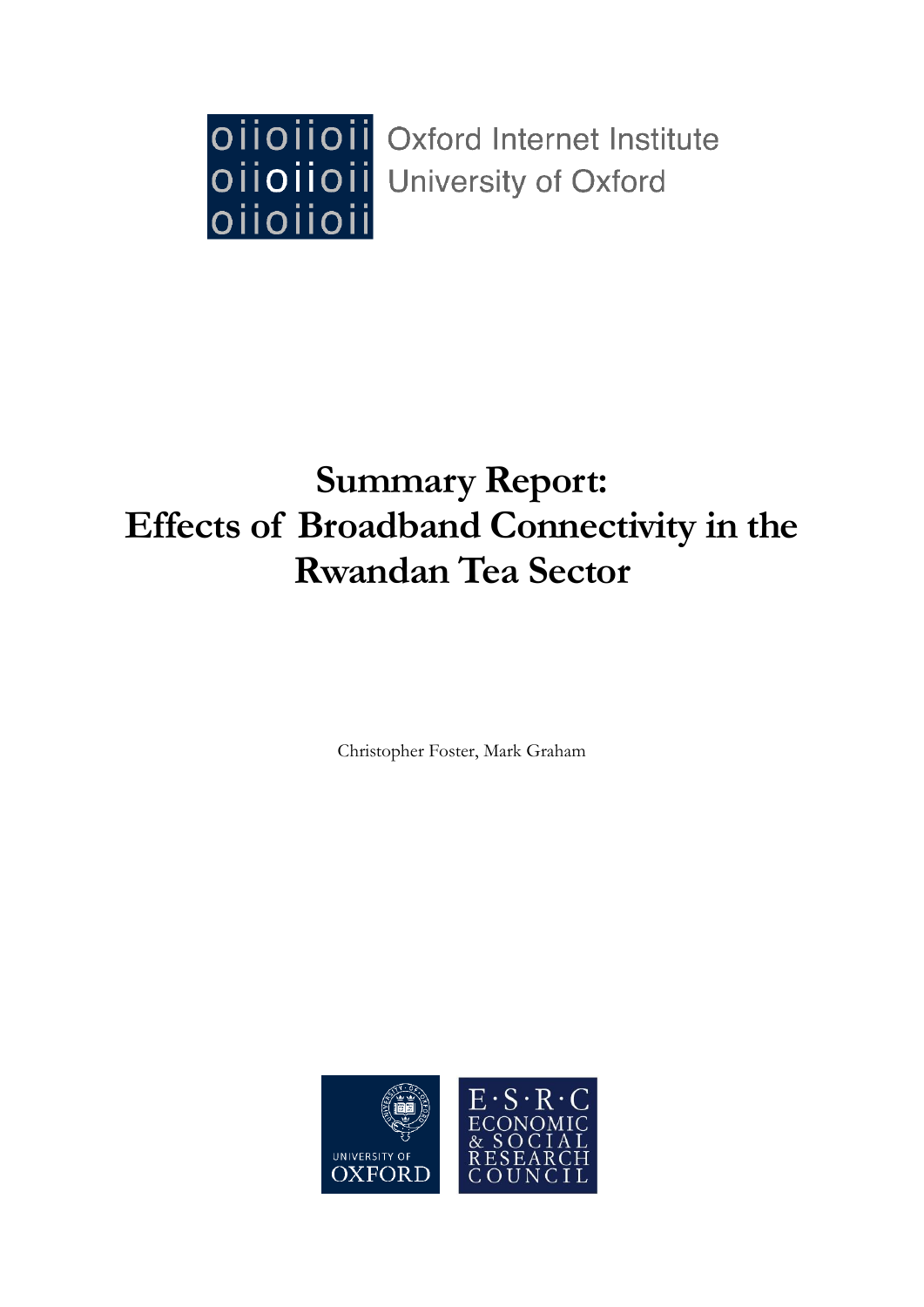Oxford Internet Institute
University of Oxford

# Summary Report: Effects of Broadband Connectivity in the Rwandan Tea Sector

Christopher Foster, Mark Graham

UNIVERSITY OF OXFORD

E·S·R·C ECONOMIC & SOCIAL RESEARCH COUNCIL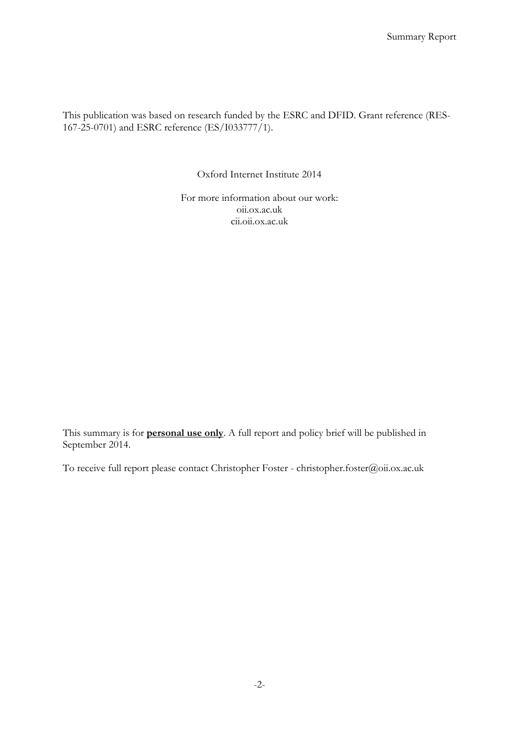This publication was based on research funded by the ESRC and DFID. Grant reference (RES-167-25-0701) and ESRC reference (ES/I033777/1).

Oxford Internet Institute 2014

For more information about our work:
oii.ox.ac.uk
cii.oii.ox.ac.uk

This summary is for **personal use only**. A full report and policy brief will be published in September 2014.

To receive full report please contact Christopher Foster - christopher.foster@oii.ox.ac.uk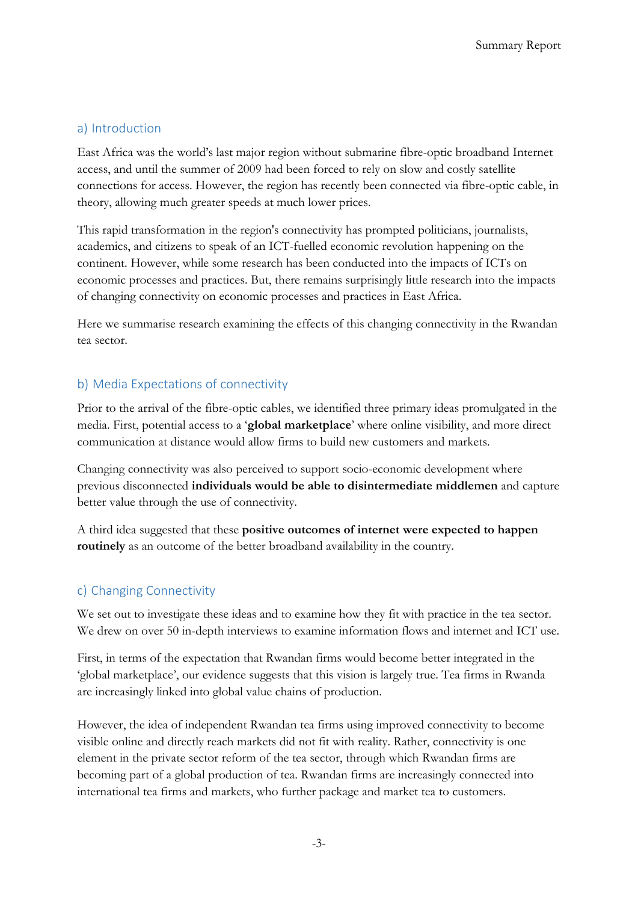## a) Introduction

East Africa was the world's last major region without submarine fibre-optic broadband Internet access, and until the summer of 2009 had been forced to rely on slow and costly satellite connections for access. However, the region has recently been connected via fibre-optic cable, in theory, allowing much greater speeds at much lower prices.

This rapid transformation in the region's connectivity has prompted politicians, journalists, academics, and citizens to speak of an ICT-fuelled economic revolution happening on the continent. However, while some research has been conducted into the impacts of ICTs on economic processes and practices. But, there remains surprisingly little research into the impacts of changing connectivity on economic processes and practices in East Africa.

Here we summarise research examining the effects of this changing connectivity in the Rwandan tea sector.

## b) Media Expectations of connectivity

Prior to the arrival of the fibre-optic cables, we identified three primary ideas promulgated in the media. First, potential access to a '**global marketplace**' where online visibility, and more direct communication at distance would allow firms to build new customers and markets.

Changing connectivity was also perceived to support socio-economic development where previous disconnected **individuals would be able to disintermediate middlemen** and capture better value through the use of connectivity.

A third idea suggested that these **positive outcomes of internet were expected to happen routinely** as an outcome of the better broadband availability in the country.

## c) Changing Connectivity

We set out to investigate these ideas and to examine how they fit with practice in the tea sector. We drew on over 50 in-depth interviews to examine information flows and internet and ICT use.

First, in terms of the expectation that Rwandan firms would become better integrated in the 'global marketplace', our evidence suggests that this vision is largely true. Tea firms in Rwanda are increasingly linked into global value chains of production.

However, the idea of independent Rwandan tea firms using improved connectivity to become visible online and directly reach markets did not fit with reality. Rather, connectivity is one element in the private sector reform of the tea sector, through which Rwandan firms are becoming part of a global production of tea. Rwandan firms are increasingly connected into international tea firms and markets, who further package and market tea to customers.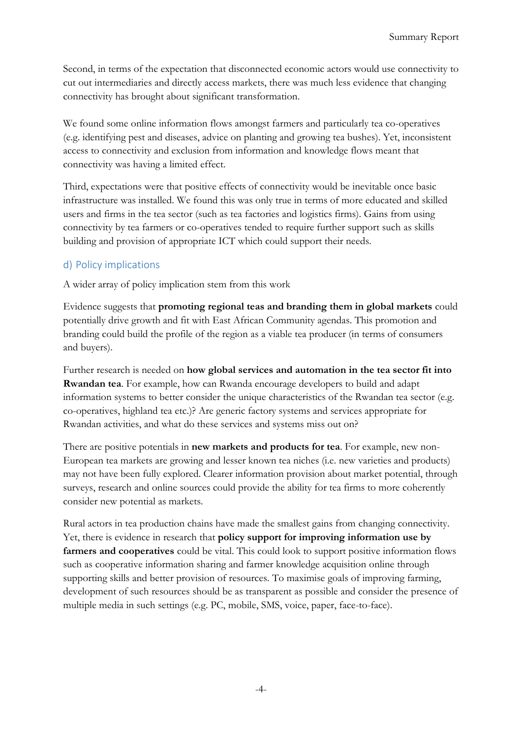Second, in terms of the expectation that disconnected economic actors would use connectivity to cut out intermediaries and directly access markets, there was much less evidence that changing connectivity has brought about significant transformation.

We found some online information flows amongst farmers and particularly tea co-operatives (e.g. identifying pest and diseases, advice on planting and growing tea bushes). Yet, inconsistent access to connectivity and exclusion from information and knowledge flows meant that connectivity was having a limited effect.

Third, expectations were that positive effects of connectivity would be inevitable once basic infrastructure was installed. We found this was only true in terms of more educated and skilled users and firms in the tea sector (such as tea factories and logistics firms). Gains from using connectivity by tea farmers or co-operatives tended to require further support such as skills building and provision of appropriate ICT which could support their needs.

### d) Policy implications

A wider array of policy implication stem from this work

Evidence suggests that **promoting regional teas and branding them in global markets** could potentially drive growth and fit with East African Community agendas. This promotion and branding could build the profile of the region as a viable tea producer (in terms of consumers and buyers).

Further research is needed on **how global services and automation in the tea sector fit into Rwandan tea**. For example, how can Rwanda encourage developers to build and adapt information systems to better consider the unique characteristics of the Rwandan tea sector (e.g. co-operatives, highland tea etc.)? Are generic factory systems and services appropriate for Rwandan activities, and what do these services and systems miss out on?

There are positive potentials in **new markets and products for tea**. For example, new non-European tea markets are growing and lesser known tea niches (i.e. new varieties and products) may not have been fully explored. Clearer information provision about market potential, through surveys, research and online sources could provide the ability for tea firms to more coherently consider new potential as markets.

Rural actors in tea production chains have made the smallest gains from changing connectivity. Yet, there is evidence in research that **policy support for improving information use by farmers and cooperatives** could be vital. This could look to support positive information flows such as cooperative information sharing and farmer knowledge acquisition online through supporting skills and better provision of resources. To maximise goals of improving farming, development of such resources should be as transparent as possible and consider the presence of multiple media in such settings (e.g. PC, mobile, SMS, voice, paper, face-to-face).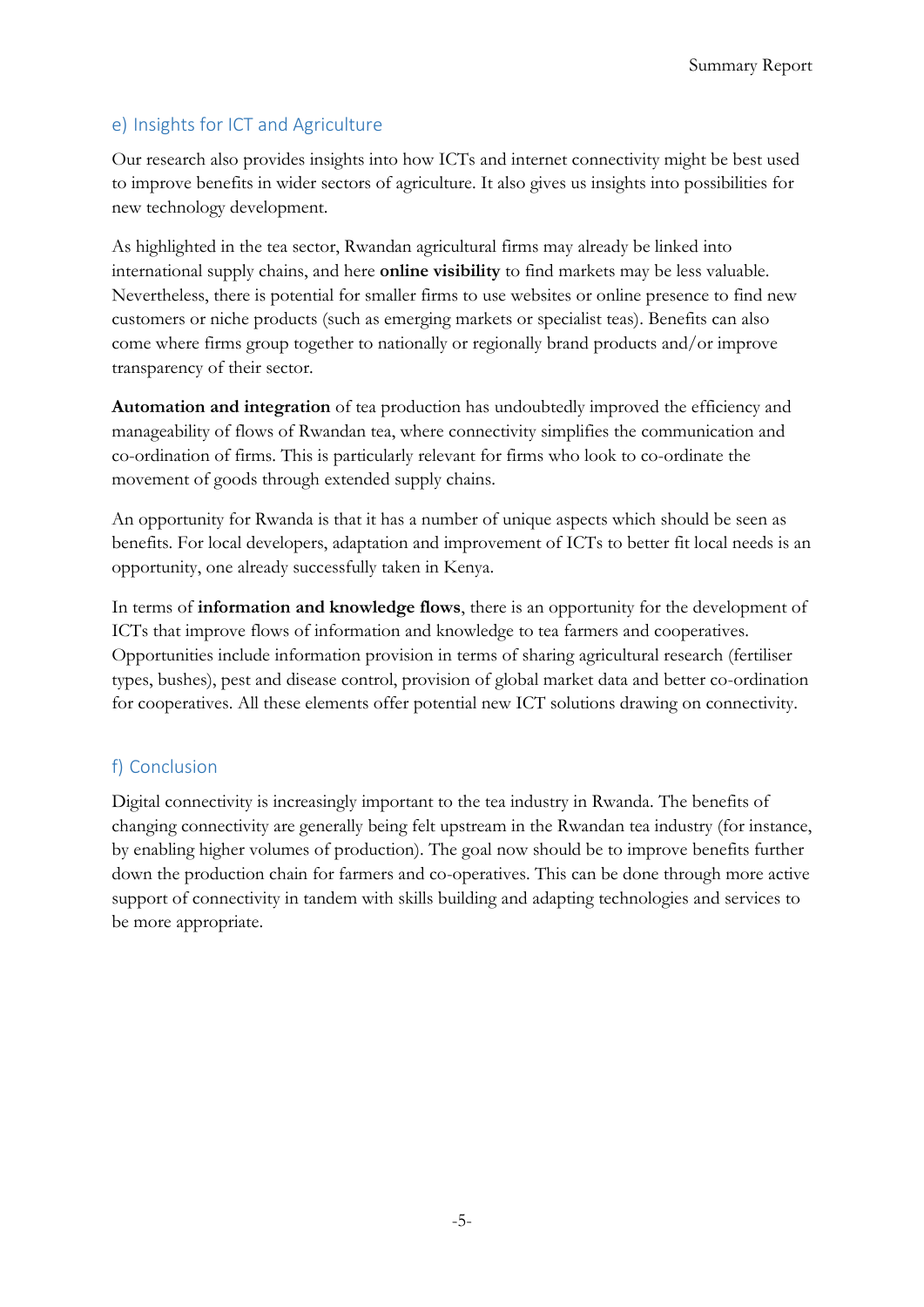## e) Insights for ICT and Agriculture

Our research also provides insights into how ICTs and internet connectivity might be best used to improve benefits in wider sectors of agriculture. It also gives us insights into possibilities for new technology development.

As highlighted in the tea sector, Rwandan agricultural firms may already be linked into international supply chains, and here **online visibility** to find markets may be less valuable. Nevertheless, there is potential for smaller firms to use websites or online presence to find new customers or niche products (such as emerging markets or specialist teas). Benefits can also come where firms group together to nationally or regionally brand products and/or improve transparency of their sector.

**Automation and integration** of tea production has undoubtedly improved the efficiency and manageability of flows of Rwandan tea, where connectivity simplifies the communication and co-ordination of firms. This is particularly relevant for firms who look to co-ordinate the movement of goods through extended supply chains.

An opportunity for Rwanda is that it has a number of unique aspects which should be seen as benefits. For local developers, adaptation and improvement of ICTs to better fit local needs is an opportunity, one already successfully taken in Kenya.

In terms of **information and knowledge flows**, there is an opportunity for the development of ICTs that improve flows of information and knowledge to tea farmers and cooperatives. Opportunities include information provision in terms of sharing agricultural research (fertiliser types, bushes), pest and disease control, provision of global market data and better co-ordination for cooperatives. All these elements offer potential new ICT solutions drawing on connectivity.

## f) Conclusion

Digital connectivity is increasingly important to the tea industry in Rwanda. The benefits of changing connectivity are generally being felt upstream in the Rwandan tea industry (for instance, by enabling higher volumes of production). The goal now should be to improve benefits further down the production chain for farmers and co-operatives. This can be done through more active support of connectivity in tandem with skills building and adapting technologies and services to be more appropriate.